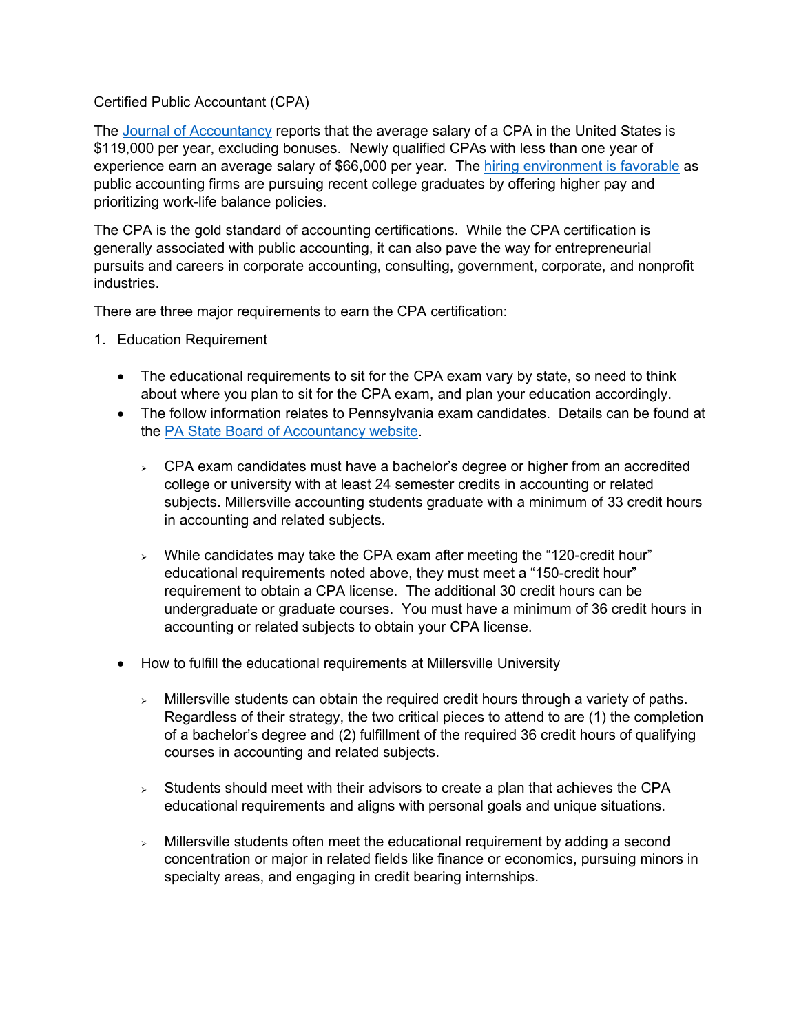# Certified Public Accountant (CPA)

The Journal of Accountancy reports that the average salary of a CPA in the United States is $119,000 per year, excluding bonuses. Newly qualified CPAs with less than one year of experience earn an average salary of $66,000 per year. The hiring environment is favorable as public accounting firms are pursuing recent college graduates by offering higher pay and prioritizing work-life balance policies.

The CPA is the gold standard of accounting certifications. While the CPA certification is generally associated with public accounting, it can also pave the way for entrepreneurial pursuits and careers in corporate accounting, consulting, government, corporate, and nonprofit industries.

There are three major requirements to earn the CPA certification:

1. Education Requirement

   - The educational requirements to sit for the CPA exam vary by state, so need to think about where you plan to sit for the CPA exam, and plan your education accordingly.
   - The follow information relates to Pennsylvania exam candidates. Details can be found at the PA State Board of Accountancy website.

     - CPA exam candidates must have a bachelor's degree or higher from an accredited college or university with at least 24 semester credits in accounting or related subjects. Millersville accounting students graduate with a minimum of 33 credit hours in accounting and related subjects.

     - While candidates may take the CPA exam after meeting the "120-credit hour" educational requirements noted above, they must meet a "150-credit hour" requirement to obtain a CPA license. The additional 30 credit hours can be undergraduate or graduate courses. You must have a minimum of 36 credit hours in accounting or related subjects to obtain your CPA license.

   - How to fulfill the educational requirements at Millersville University

     - Millersville students can obtain the required credit hours through a variety of paths. Regardless of their strategy, the two critical pieces to attend to are (1) the completion of a bachelor's degree and (2) fulfillment of the required 36 credit hours of qualifying courses in accounting and related subjects.

     - Students should meet with their advisors to create a plan that achieves the CPA educational requirements and aligns with personal goals and unique situations.

     - Millersville students often meet the educational requirement by adding a second concentration or major in related fields like finance or economics, pursuing minors in specialty areas, and engaging in credit bearing internships.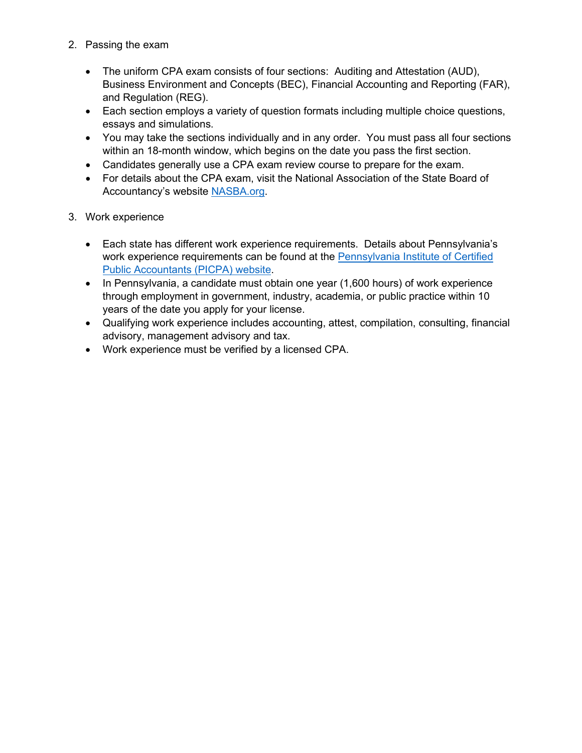2. Passing the exam

   - The uniform CPA exam consists of four sections: Auditing and Attestation (AUD), Business Environment and Concepts (BEC), Financial Accounting and Reporting (FAR), and Regulation (REG).
   - Each section employs a variety of question formats including multiple choice questions, essays and simulations.
   - You may take the sections individually and in any order. You must pass all four sections within an 18-month window, which begins on the date you pass the first section.
   - Candidates generally use a CPA exam review course to prepare for the exam.
   - For details about the CPA exam, visit the National Association of the State Board of Accountancy's website [NASBA.org](NASBA.org).

3. Work experience

   - Each state has different work experience requirements. Details about Pennsylvania's work experience requirements can be found at the [Pennsylvania Institute of Certified Public Accountants (PICPA) website](#).
   - In Pennsylvania, a candidate must obtain one year (1,600 hours) of work experience through employment in government, industry, academia, or public practice within 10 years of the date you apply for your license.
   - Qualifying work experience includes accounting, attest, compilation, consulting, financial advisory, management advisory and tax.
   - Work experience must be verified by a licensed CPA.